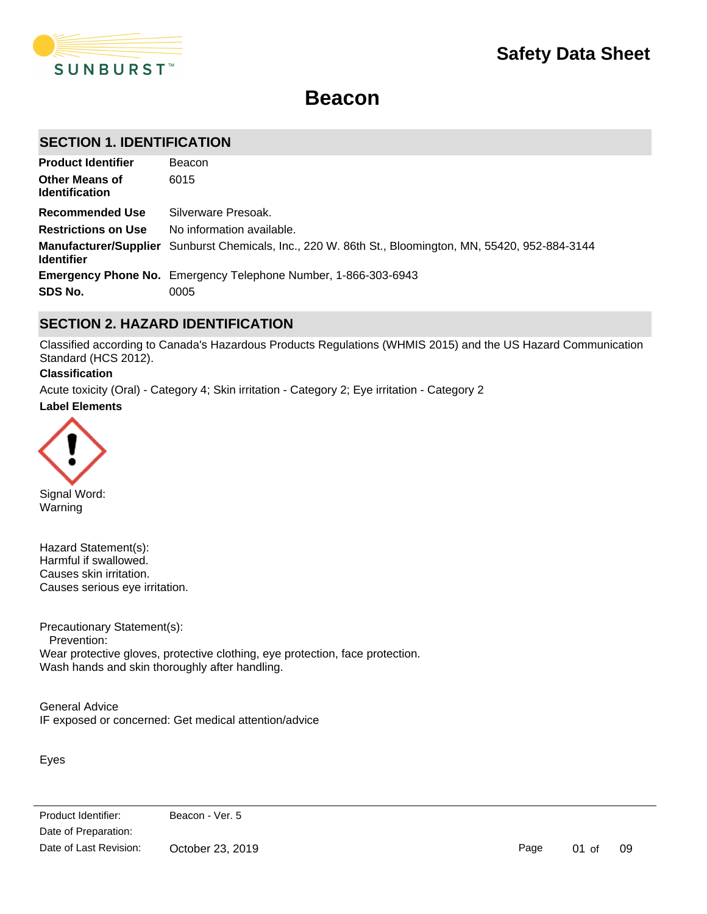# Safety Data Sheet

# Beacon

## SECTION 1. IDENTIFICATION

| | |
|---|---|
| **Product Identifier** | Beacon |
| **Other Means of Identification** | 6015 |
| **Recommended Use** | Silverware Presoak. |
| **Restrictions on Use** | No information available. |
| **Manufacturer/Supplier Identifier** | Sunburst Chemicals, Inc., 220 W. 86th St., Bloomington, MN, 55420, 952-884-3144 |
| **Emergency Phone No.** | Emergency Telephone Number, 1-866-303-6943 |
| **SDS No.** | 0005 |

## SECTION 2. HAZARD IDENTIFICATION

Classified according to Canada's Hazardous Products Regulations (WHMIS 2015) and the US Hazard Communication Standard (HCS 2012).

**Classification**

Acute toxicity (Oral) - Category 4; Skin irritation - Category 2; Eye irritation - Category 2

**Label Elements**

Signal Word:
Warning

Hazard Statement(s):
Harmful if swallowed.
Causes skin irritation.
Causes serious eye irritation.

Precautionary Statement(s):
Prevention:
Wear protective gloves, protective clothing, eye protection, face protection.
Wash hands and skin thoroughly after handling.

General Advice
IF exposed or concerned: Get medical attention/advice

Eyes

Product Identifier: Beacon - Ver. 5
Date of Preparation:
Date of Last Revision: October 23, 2019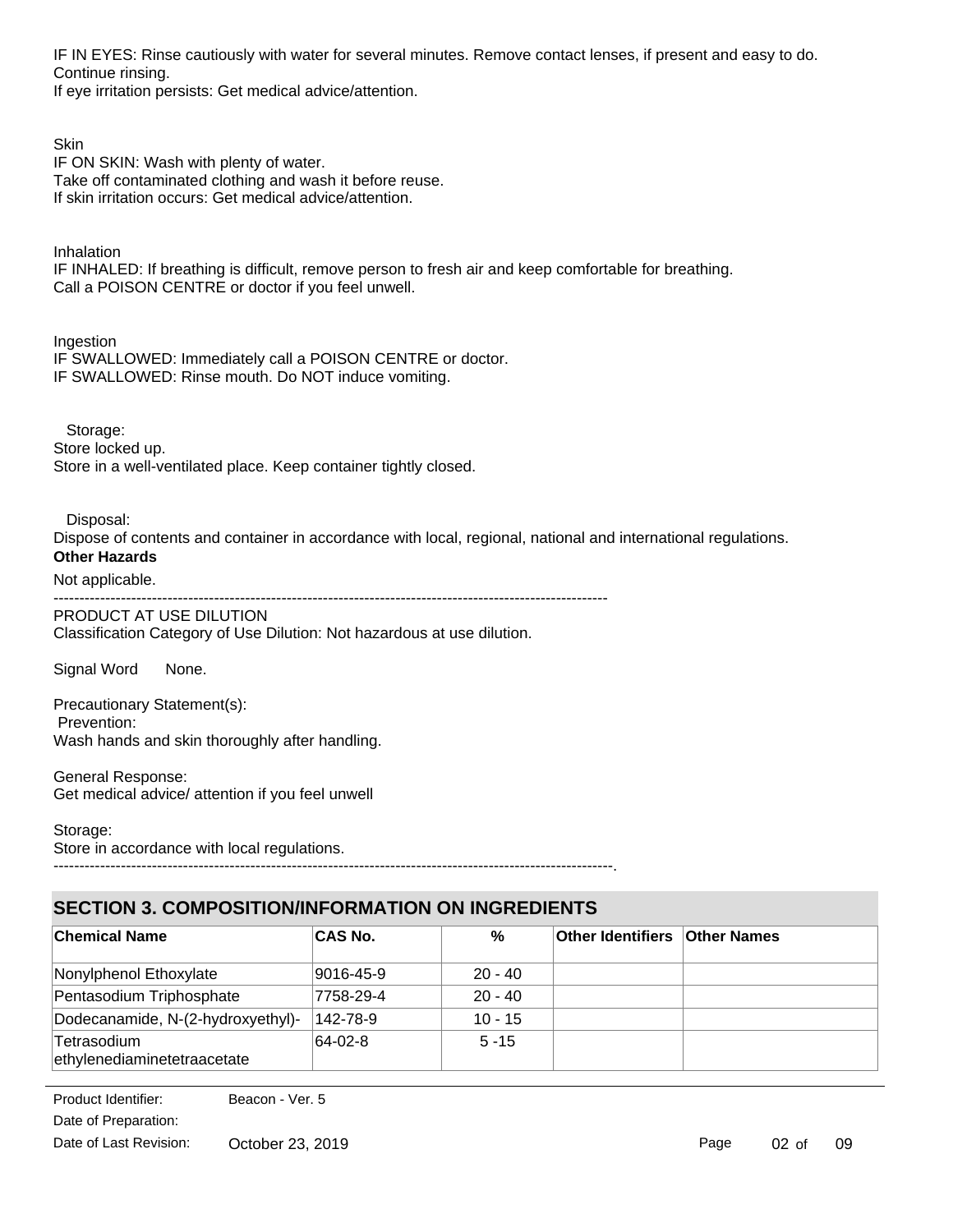IF IN EYES: Rinse cautiously with water for several minutes. Remove contact lenses, if present and easy to do. Continue rinsing.
If eye irritation persists: Get medical advice/attention.

Skin
IF ON SKIN: Wash with plenty of water.
Take off contaminated clothing and wash it before reuse.
If skin irritation occurs: Get medical advice/attention.

Inhalation
IF INHALED: If breathing is difficult, remove person to fresh air and keep comfortable for breathing.
Call a POISON CENTRE or doctor if you feel unwell.

Ingestion
IF SWALLOWED: Immediately call a POISON CENTRE or doctor.
IF SWALLOWED: Rinse mouth. Do NOT induce vomiting.

Storage:
Store locked up.
Store in a well-ventilated place. Keep container tightly closed.

Disposal:
Dispose of contents and container in accordance with local, regional, national and international regulations.

**Other Hazards**

Not applicable.

----------------------------------------------------------------------------------------------------------

PRODUCT AT USE DILUTION
Classification Category of Use Dilution: Not hazardous at use dilution.

Signal Word None.

Precautionary Statement(s):
Prevention:
Wash hands and skin thoroughly after handling.

General Response:
Get medical advice/ attention if you feel unwell

Storage:
Store in accordance with local regulations.

----------------------------------------------------------------------------------------------------------.

## SECTION 3. COMPOSITION/INFORMATION ON INGREDIENTS

| Chemical Name | CAS No. | % | Other Identifiers | Other Names |
|---|---|---|---|---|
| Nonylphenol Ethoxylate | 9016-45-9 | 20 - 40 | | |
| Pentasodium Triphosphate | 7758-29-4 | 20 - 40 | | |
| Dodecanamide, N-(2-hydroxyethyl)- | 142-78-9 | 10 - 15 | | |
| Tetrasodium ethylenediaminetetraacetate | 64-02-8 | 5 -15 | | |

Product Identifier: Beacon - Ver. 5
Date of Preparation:
Date of Last Revision: October 23, 2019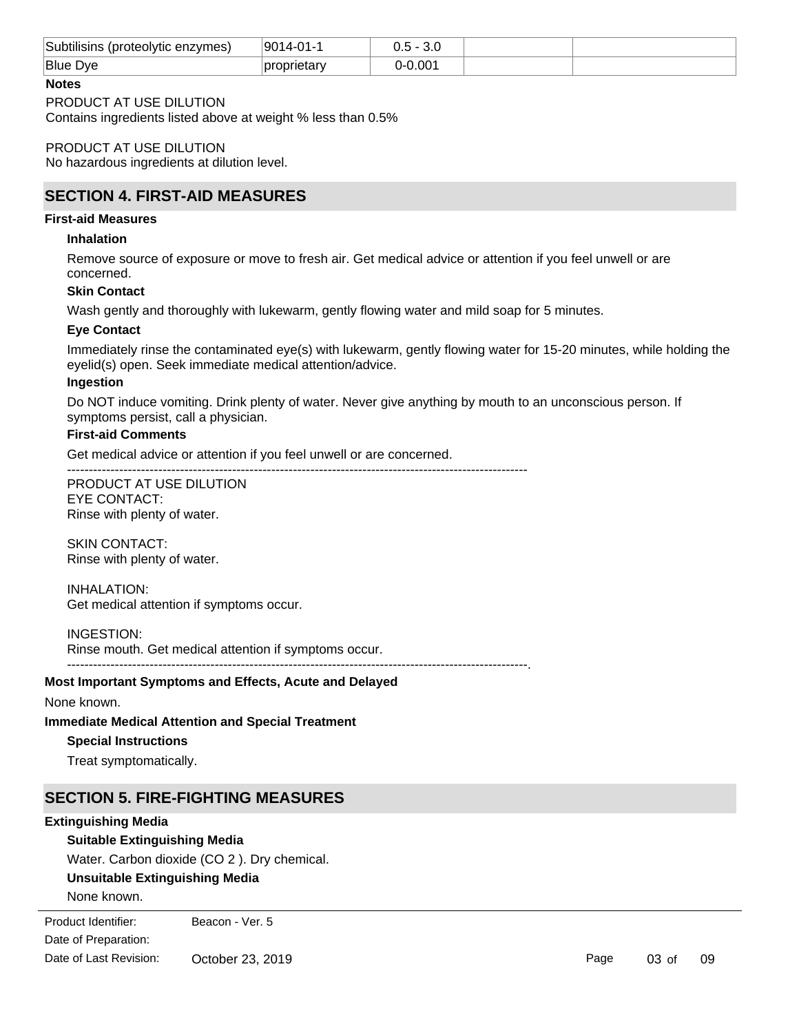| Subtilisins (proteolytic enzymes) | 9014-01-1 | 0.5 - 3.0 | | |
|---|---|---|---|---|
| Blue Dye | proprietary | 0-0.001 | | |

**Notes**

PRODUCT AT USE DILUTION
Contains ingredients listed above at weight % less than 0.5%

PRODUCT AT USE DILUTION
No hazardous ingredients at dilution level.

## SECTION 4. FIRST-AID MEASURES

**First-aid Measures**

**Inhalation**

Remove source of exposure or move to fresh air. Get medical advice or attention if you feel unwell or are concerned.

**Skin Contact**

Wash gently and thoroughly with lukewarm, gently flowing water and mild soap for 5 minutes.

**Eye Contact**

Immediately rinse the contaminated eye(s) with lukewarm, gently flowing water for 15-20 minutes, while holding the eyelid(s) open. Seek immediate medical attention/advice.

**Ingestion**

Do NOT induce vomiting. Drink plenty of water. Never give anything by mouth to an unconscious person. If symptoms persist, call a physician.

**First-aid Comments**

Get medical advice or attention if you feel unwell or are concerned.

----------------------------------------------------------------------------------------------------------
PRODUCT AT USE DILUTION
EYE CONTACT:
Rinse with plenty of water.

SKIN CONTACT:
Rinse with plenty of water.

INHALATION:
Get medical attention if symptoms occur.

INGESTION:
Rinse mouth. Get medical attention if symptoms occur.
----------------------------------------------------------------------------------------------------------.

**Most Important Symptoms and Effects, Acute and Delayed**

None known.

**Immediate Medical Attention and Special Treatment**

**Special Instructions**

Treat symptomatically.

## SECTION 5. FIRE-FIGHTING MEASURES

**Extinguishing Media**

**Suitable Extinguishing Media**

Water. Carbon dioxide ($CO_2$). Dry chemical.

**Unsuitable Extinguishing Media**

None known.

Product Identifier: Beacon - Ver. 5
Date of Preparation:
Date of Last Revision: October 23, 2019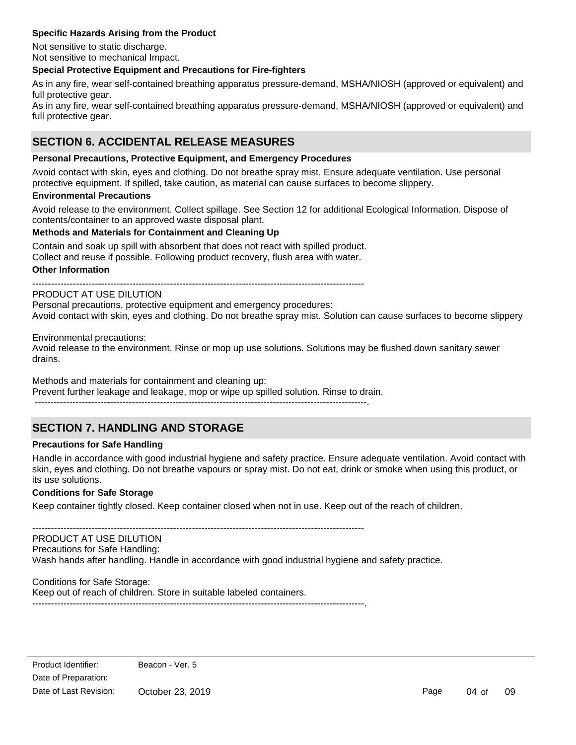**Specific Hazards Arising from the Product**

Not sensitive to static discharge.
Not sensitive to mechanical Impact.

**Special Protective Equipment and Precautions for Fire-fighters**

As in any fire, wear self-contained breathing apparatus pressure-demand, MSHA/NIOSH (approved or equivalent) and full protective gear.
As in any fire, wear self-contained breathing apparatus pressure-demand, MSHA/NIOSH (approved or equivalent) and full protective gear.

## SECTION 6. ACCIDENTAL RELEASE MEASURES

**Personal Precautions, Protective Equipment, and Emergency Procedures**

Avoid contact with skin, eyes and clothing. Do not breathe spray mist. Ensure adequate ventilation. Use personal protective equipment. If spilled, take caution, as material can cause surfaces to become slippery.

**Environmental Precautions**

Avoid release to the environment. Collect spillage. See Section 12 for additional Ecological Information. Dispose of contents/container to an approved waste disposal plant.

**Methods and Materials for Containment and Cleaning Up**

Contain and soak up spill with absorbent that does not react with spilled product.
Collect and reuse if possible. Following product recovery, flush area with water.

**Other Information**

----------------------------------------------------------------------------------------------------------

PRODUCT AT USE DILUTION
Personal precautions, protective equipment and emergency procedures:
Avoid contact with skin, eyes and clothing. Do not breathe spray mist. Solution can cause surfaces to become slippery

Environmental precautions:
Avoid release to the environment. Rinse or mop up use solutions. Solutions may be flushed down sanitary sewer drains.

Methods and materials for containment and cleaning up:
Prevent further leakage and leakage, mop or wipe up spilled solution. Rinse to drain.
----------------------------------------------------------------------------------------------------------.

## SECTION 7. HANDLING AND STORAGE

**Precautions for Safe Handling**

Handle in accordance with good industrial hygiene and safety practice. Ensure adequate ventilation. Avoid contact with skin, eyes and clothing. Do not breathe vapours or spray mist. Do not eat, drink or smoke when using this product, or its use solutions.

**Conditions for Safe Storage**

Keep container tightly closed. Keep container closed when not in use. Keep out of the reach of children.

----------------------------------------------------------------------------------------------------------

PRODUCT AT USE DILUTION
Precautions for Safe Handling:
Wash hands after handling. Handle in accordance with good industrial hygiene and safety practice.

Conditions for Safe Storage:
Keep out of reach of children. Store in suitable labeled containers.
----------------------------------------------------------------------------------------------------------.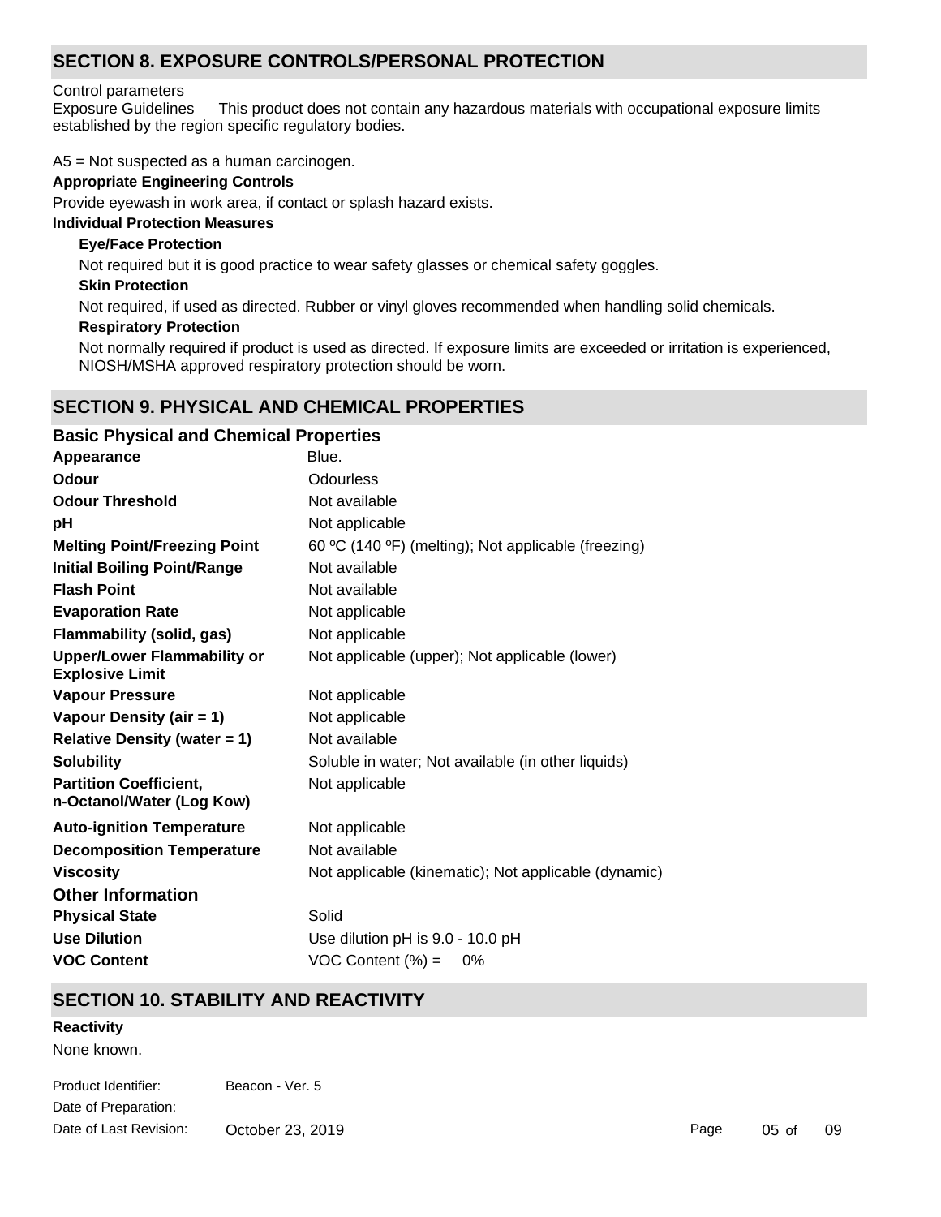## SECTION 8. EXPOSURE CONTROLS/PERSONAL PROTECTION

Control parameters

Exposure Guidelines This product does not contain any hazardous materials with occupational exposure limits established by the region specific regulatory bodies.

A5 = Not suspected as a human carcinogen.

**Appropriate Engineering Controls**

Provide eyewash in work area, if contact or splash hazard exists.

**Individual Protection Measures**

**Eye/Face Protection**

Not required but it is good practice to wear safety glasses or chemical safety goggles.

**Skin Protection**

Not required, if used as directed. Rubber or vinyl gloves recommended when handling solid chemicals.

**Respiratory Protection**

Not normally required if product is used as directed. If exposure limits are exceeded or irritation is experienced, NIOSH/MSHA approved respiratory protection should be worn.

## SECTION 9. PHYSICAL AND CHEMICAL PROPERTIES

### Basic Physical and Chemical Properties

| | |
|---|---|
| **Appearance** | Blue. |
| **Odour** | Odourless |
| **Odour Threshold** | Not available |
| **pH** | Not applicable |
| **Melting Point/Freezing Point** | 60 ºC (140 ºF) (melting); Not applicable (freezing) |
| **Initial Boiling Point/Range** | Not available |
| **Flash Point** | Not available |
| **Evaporation Rate** | Not applicable |
| **Flammability (solid, gas)** | Not applicable |
| **Upper/Lower Flammability or Explosive Limit** | Not applicable (upper); Not applicable (lower) |
| **Vapour Pressure** | Not applicable |
| **Vapour Density (air = 1)** | Not applicable |
| **Relative Density (water = 1)** | Not available |
| **Solubility** | Soluble in water; Not available (in other liquids) |
| **Partition Coefficient, n-Octanol/Water (Log Kow)** | Not applicable |
| **Auto-ignition Temperature** | Not applicable |
| **Decomposition Temperature** | Not available |
| **Viscosity** | Not applicable (kinematic); Not applicable (dynamic) |

### Other Information

| | |
|---|---|
| **Physical State** | Solid |
| **Use Dilution** | Use dilution pH is 9.0 - 10.0 pH |
| **VOC Content** | VOC Content (%) = 0% |

## SECTION 10. STABILITY AND REACTIVITY

**Reactivity**

None known.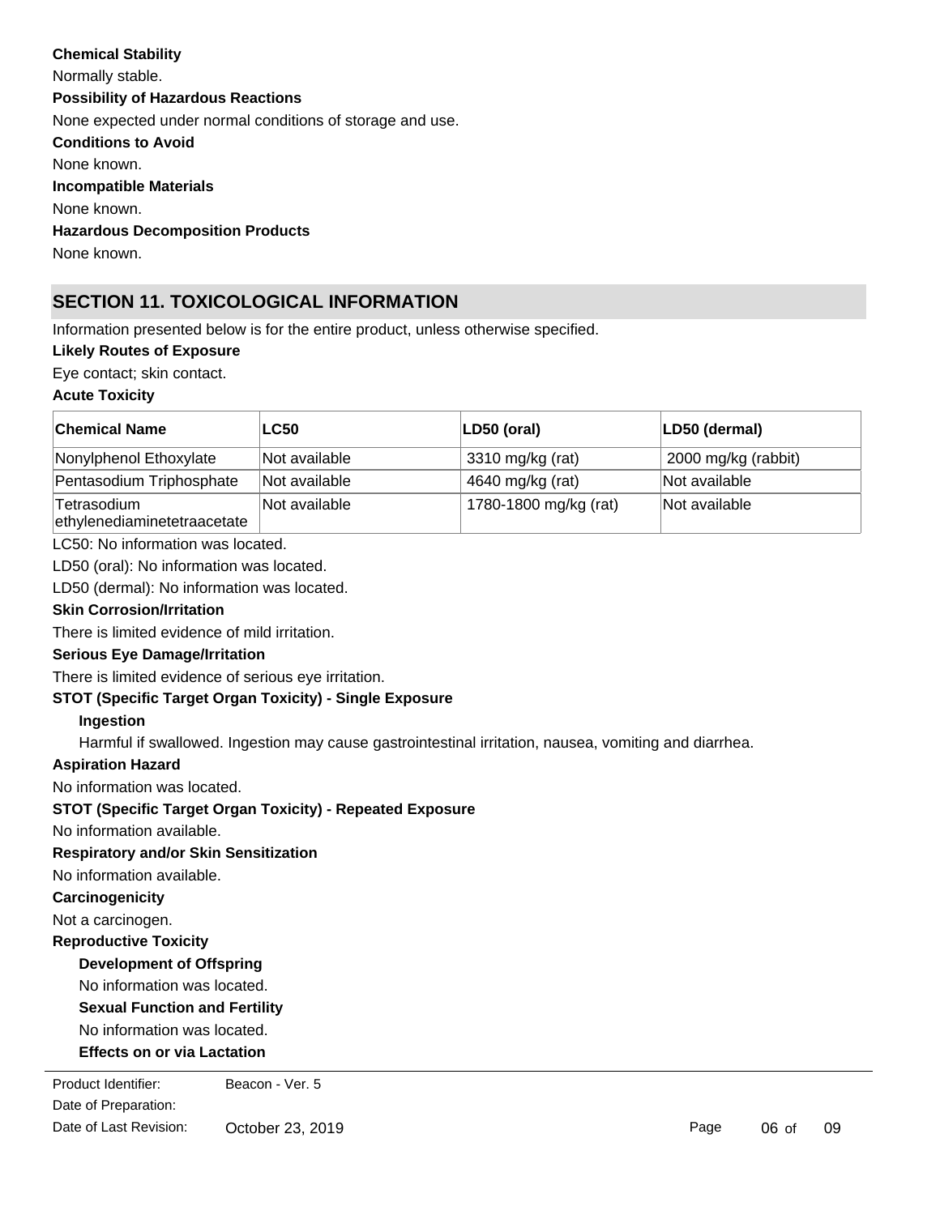**Chemical Stability**

Normally stable.

**Possibility of Hazardous Reactions**

None expected under normal conditions of storage and use.

**Conditions to Avoid**

None known.

**Incompatible Materials**

None known.

**Hazardous Decomposition Products**

None known.

## SECTION 11. TOXICOLOGICAL INFORMATION

Information presented below is for the entire product, unless otherwise specified.

**Likely Routes of Exposure**

Eye contact; skin contact.

**Acute Toxicity**

| Chemical Name | LC50 | LD50 (oral) | LD50 (dermal) |
|---|---|---|---|
| Nonylphenol Ethoxylate | Not available | 3310 mg/kg (rat) | 2000 mg/kg (rabbit) |
| Pentasodium Triphosphate | Not available | 4640 mg/kg (rat) | Not available |
| Tetrasodium ethylenediaminetetraacetate | Not available | 1780-1800 mg/kg (rat) | Not available |

LC50: No information was located.

LD50 (oral): No information was located.

LD50 (dermal): No information was located.

**Skin Corrosion/Irritation**

There is limited evidence of mild irritation.

**Serious Eye Damage/Irritation**

There is limited evidence of serious eye irritation.

**STOT (Specific Target Organ Toxicity) - Single Exposure**

**Ingestion**

Harmful if swallowed. Ingestion may cause gastrointestinal irritation, nausea, vomiting and diarrhea.

**Aspiration Hazard**

No information was located.

**STOT (Specific Target Organ Toxicity) - Repeated Exposure**

No information available.

**Respiratory and/or Skin Sensitization**

No information available.

**Carcinogenicity**

Not a carcinogen.

**Reproductive Toxicity**

**Development of Offspring**

No information was located.

**Sexual Function and Fertility**

No information was located.

**Effects on or via Lactation**

Product Identifier: Beacon - Ver. 5
Date of Preparation:
Date of Last Revision: October 23, 2019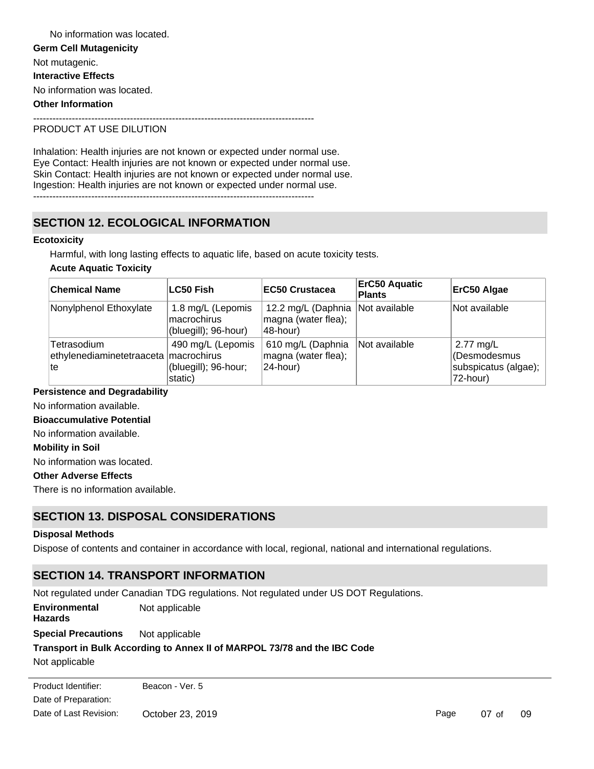No information was located.

**Germ Cell Mutagenicity**

Not mutagenic.

**Interactive Effects**

No information was located.

**Other Information**

--------------------------------------------------------------------------------------
PRODUCT AT USE DILUTION

Inhalation: Health injuries are not known or expected under normal use.
Eye Contact: Health injuries are not known or expected under normal use.
Skin Contact: Health injuries are not known or expected under normal use.
Ingestion: Health injuries are not known or expected under normal use.

--------------------------------------------------------------------------------------

## SECTION 12. ECOLOGICAL INFORMATION

**Ecotoxicity**

Harmful, with long lasting effects to aquatic life, based on acute toxicity tests.

**Acute Aquatic Toxicity**

| Chemical Name | LC50 Fish | EC50 Crustacea | ErC50 Aquatic Plants | ErC50 Algae |
|---|---|---|---|---|
| Nonylphenol Ethoxylate | 1.8 mg/L (Lepomis macrochirus (bluegill); 96-hour) | 12.2 mg/L (Daphnia magna (water flea); 48-hour) | Not available | Not available |
| Tetrasodium ethylenediaminetetraacetate | 490 mg/L (Lepomis macrochirus (bluegill); 96-hour; static) | 610 mg/L (Daphnia magna (water flea); 24-hour) | Not available | 2.77 mg/L (Desmodesmus subspicatus (algae); 72-hour) |

**Persistence and Degradability**

No information available.

**Bioaccumulative Potential**

No information available.

**Mobility in Soil**

No information was located.

**Other Adverse Effects**

There is no information available.

## SECTION 13. DISPOSAL CONSIDERATIONS

**Disposal Methods**

Dispose of contents and container in accordance with local, regional, national and international regulations.

## SECTION 14. TRANSPORT INFORMATION

Not regulated under Canadian TDG regulations. Not regulated under US DOT Regulations.

**Environmental Hazards** Not applicable

**Special Precautions** Not applicable

**Transport in Bulk According to Annex II of MARPOL 73/78 and the IBC Code**

Not applicable

Product Identifier: Beacon - Ver. 5
Date of Preparation:
Date of Last Revision: October 23, 2019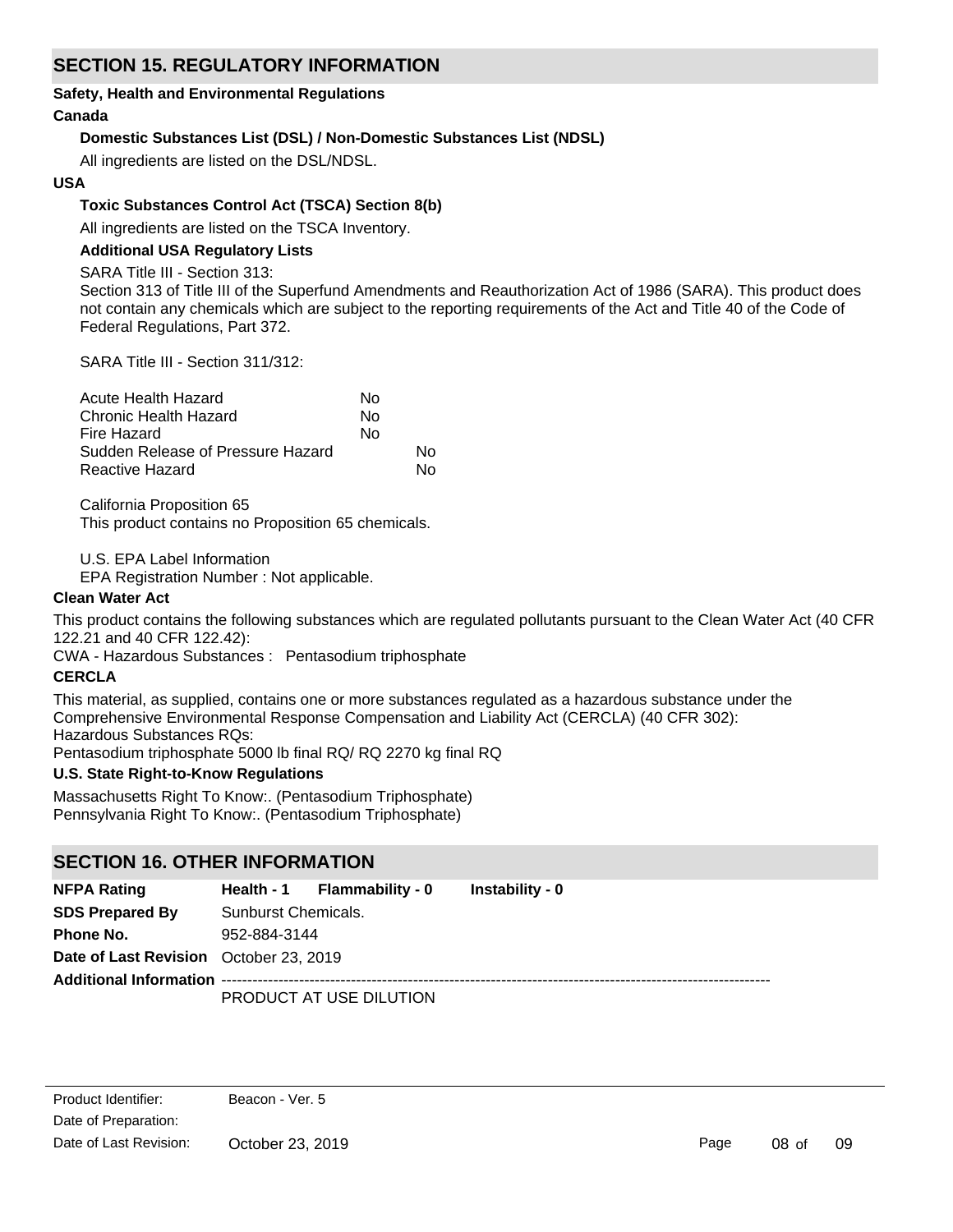## SECTION 15. REGULATORY INFORMATION

**Safety, Health and Environmental Regulations**

**Canada**

**Domestic Substances List (DSL) / Non-Domestic Substances List (NDSL)**

All ingredients are listed on the DSL/NDSL.

**USA**

**Toxic Substances Control Act (TSCA) Section 8(b)**

All ingredients are listed on the TSCA Inventory.

**Additional USA Regulatory Lists**

SARA Title III - Section 313:

Section 313 of Title III of the Superfund Amendments and Reauthorization Act of 1986 (SARA). This product does not contain any chemicals which are subject to the reporting requirements of the Act and Title 40 of the Code of Federal Regulations, Part 372.

SARA Title III - Section 311/312:

| | |
|---|---|
| Acute Health Hazard | No |
| Chronic Health Hazard | No |
| Fire Hazard | No |
| Sudden Release of Pressure Hazard | No |
| Reactive Hazard | No |

California Proposition 65

This product contains no Proposition 65 chemicals.

U.S. EPA Label Information

EPA Registration Number : Not applicable.

**Clean Water Act**

This product contains the following substances which are regulated pollutants pursuant to the Clean Water Act (40 CFR 122.21 and 40 CFR 122.42):

CWA - Hazardous Substances : Pentasodium triphosphate

**CERCLA**

This material, as supplied, contains one or more substances regulated as a hazardous substance under the Comprehensive Environmental Response Compensation and Liability Act (CERCLA) (40 CFR 302):

Hazardous Substances RQs:

Pentasodium triphosphate 5000 lb final RQ/ RQ 2270 kg final RQ

**U.S. State Right-to-Know Regulations**

Massachusetts Right To Know:. (Pentasodium Triphosphate)

Pennsylvania Right To Know:. (Pentasodium Triphosphate)

## SECTION 16. OTHER INFORMATION

**NFPA Rating** **Health - 1** **Flammability - 0** **Instability - 0**

**SDS Prepared By** Sunburst Chemicals.

**Phone No.** 952-884-3144

**Date of Last Revision** October 23, 2019

**Additional Information** ----------------------------------------------------------------------------------------------------------

PRODUCT AT USE DILUTION

Product Identifier: Beacon - Ver. 5

Date of Preparation:

Date of Last Revision: October 23, 2019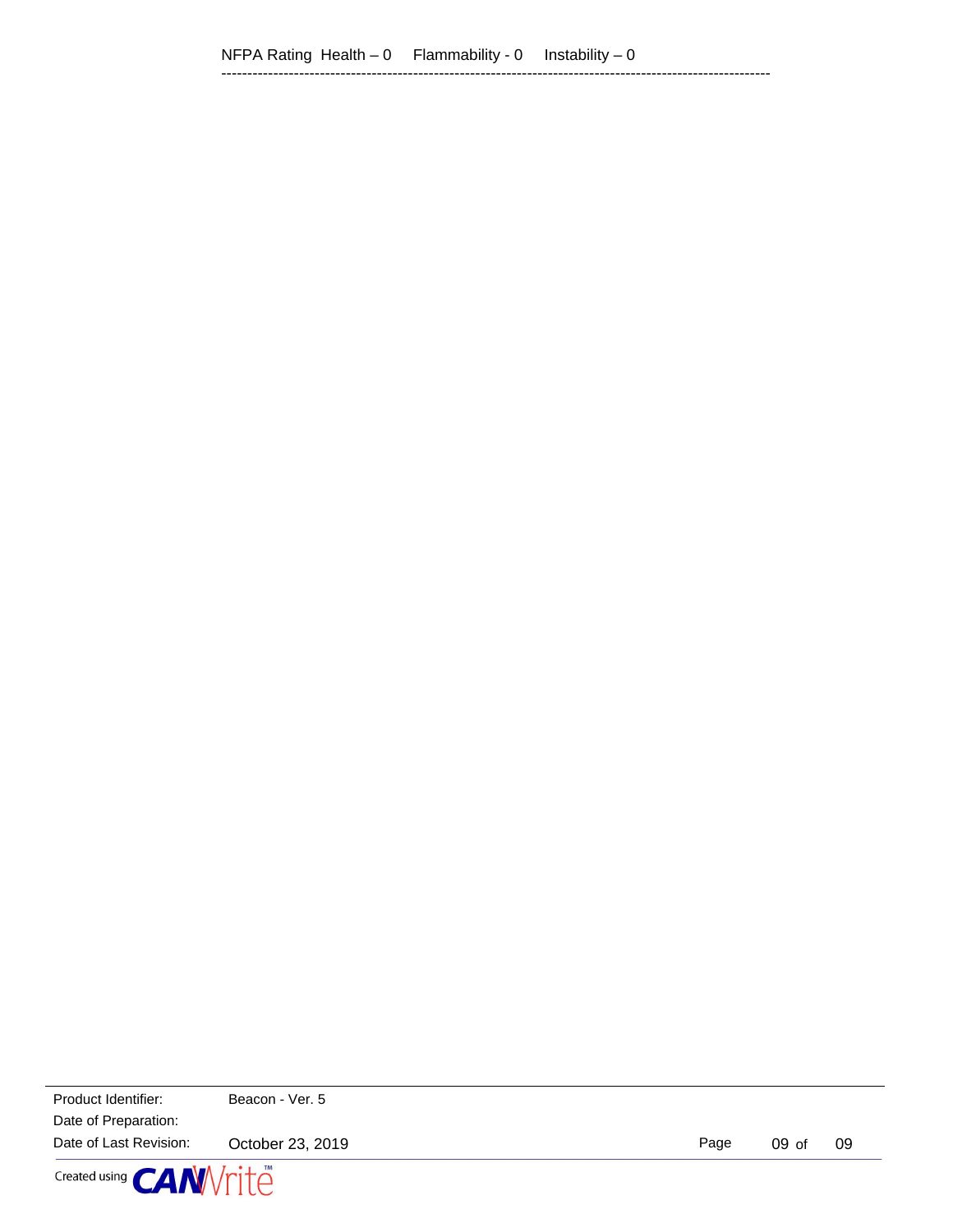NFPA Rating Health – 0 Flammability - 0 Instability – 0

---